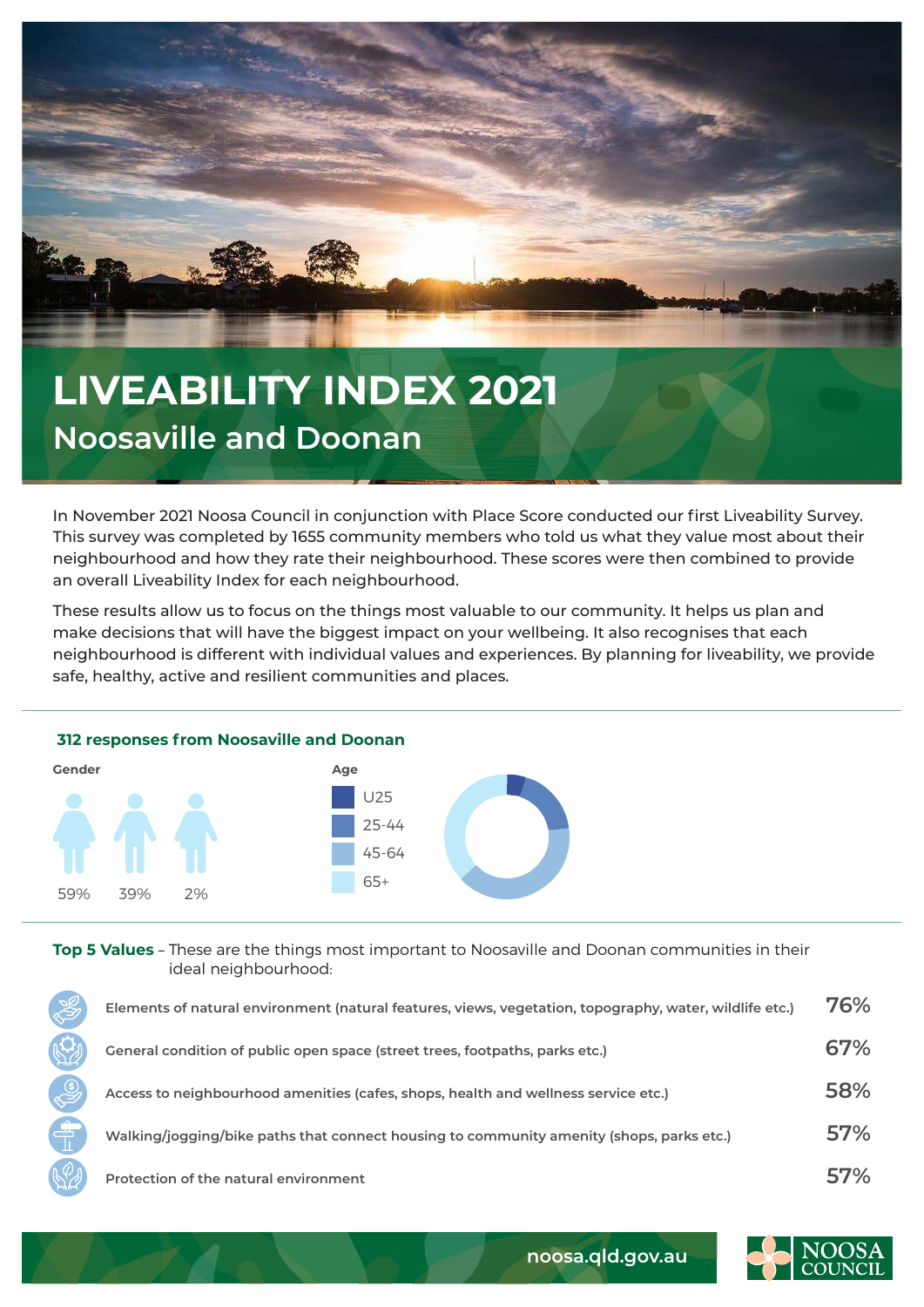# LIVEABILITY INDEX 2021

## Noosaville and Doonan

In November 2021 Noosa Council in conjunction with Place Score conducted our first Liveability Survey. This survey was completed by 1655 community members who told us what they value most about their neighbourhood and how they rate their neighbourhood. These scores were then combined to provide an overall Liveability Index for each neighbourhood.

These results allow us to focus on the things most valuable to our community. It helps us plan and make decisions that will have the biggest impact on your wellbeing. It also recognises that each neighbourhood is different with individual values and experiences. By planning for liveability, we provide safe, healthy, active and resilient communities and places.

### 312 responses from Noosaville and Doonan

**Gender**

59% 39% 2%

**Age**

- U25
- 25-44
- 45-64
- 65+

**Top 5 Values** – These are the things most important to Noosaville and Doonan communities in their ideal neighbourhood:

| Value | % |
|---|---|
| Elements of natural environment (natural features, views, vegetation, topography, water, wildlife etc.) | 76% |
| General condition of public open space (street trees, footpaths, parks etc.) | 67% |
| Access to neighbourhood amenities (cafes, shops, health and wellness service etc.) | 58% |
| Walking/jogging/bike paths that connect housing to community amenity (shops, parks etc.) | 57% |
| Protection of the natural environment | 57% |

noosa.qld.gov.au

NOOSA COUNCIL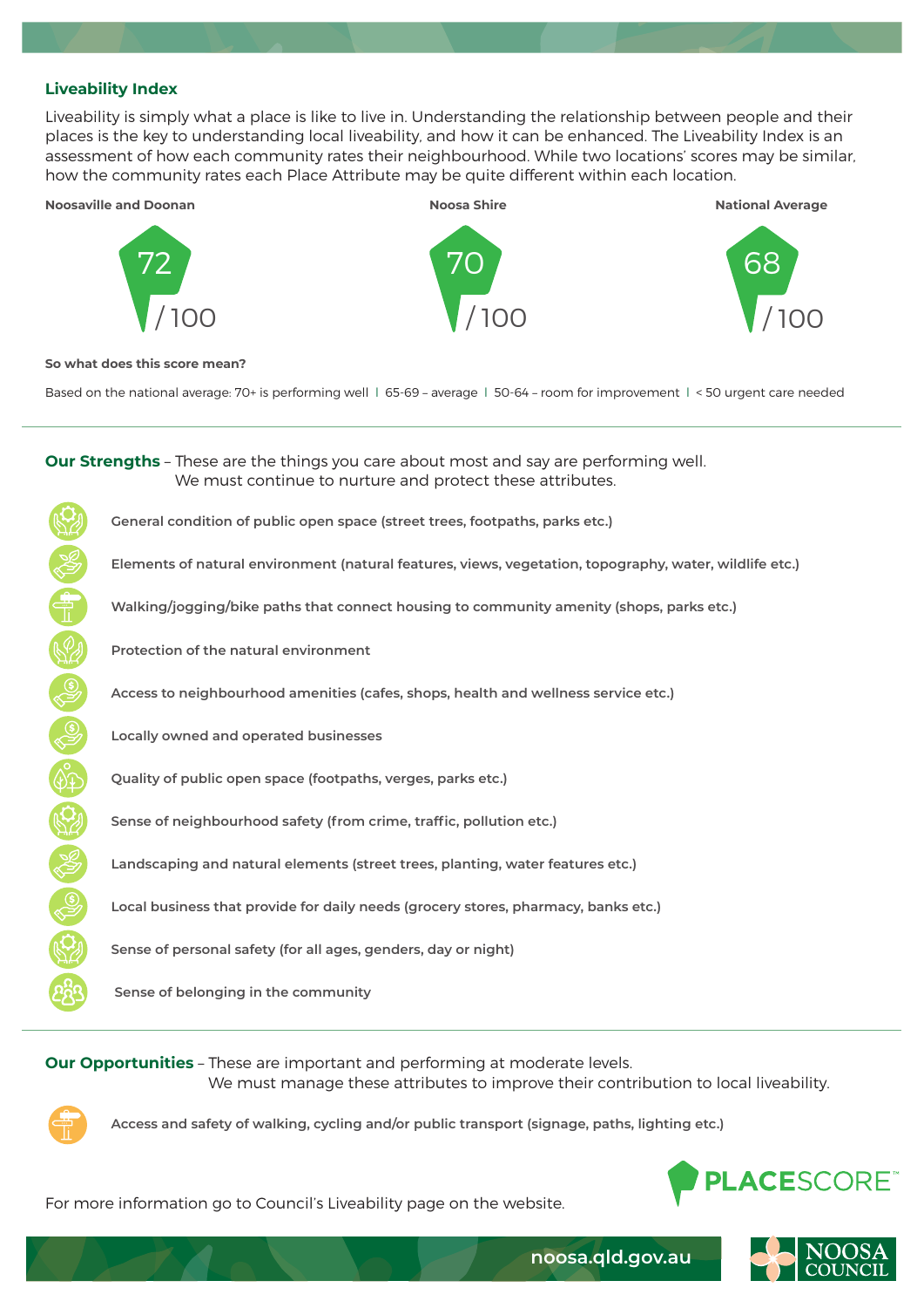## Liveability Index

Liveability is simply what a place is like to live in. Understanding the relationship between people and their places is the key to understanding local liveability, and how it can be enhanced. The Liveability Index is an assessment of how each community rates their neighbourhood. While two locations' scores may be similar, how the community rates each Place Attribute may be quite different within each location.

**Noosaville and Doonan**

72 / 100

**Noosa Shire**

70 / 100

**National Average**

68 / 100

**So what does this score mean?**

Based on the national average: 70+ is performing well | 65-69 – average | 50-64 – room for improvement | < 50 urgent care needed

---

**Our Strengths** – These are the things you care about most and say are performing well. We must continue to nurture and protect these attributes.

- General condition of public open space (street trees, footpaths, parks etc.)
- Elements of natural environment (natural features, views, vegetation, topography, water, wildlife etc.)
- Walking/jogging/bike paths that connect housing to community amenity (shops, parks etc.)
- Protection of the natural environment
- Access to neighbourhood amenities (cafes, shops, health and wellness service etc.)
- Locally owned and operated businesses
- Quality of public open space (footpaths, verges, parks etc.)
- Sense of neighbourhood safety (from crime, traffic, pollution etc.)
- Landscaping and natural elements (street trees, planting, water features etc.)
- Local business that provide for daily needs (grocery stores, pharmacy, banks etc.)
- Sense of personal safety (for all ages, genders, day or night)
- Sense of belonging in the community

---

**Our Opportunities** – These are important and performing at moderate levels. We must manage these attributes to improve their contribution to local liveability.

- Access and safety of walking, cycling and/or public transport (signage, paths, lighting etc.)

For more information go to Council's Liveability page on the website.

PLACESCORE™

noosa.qld.gov.au

NOOSA COUNCIL